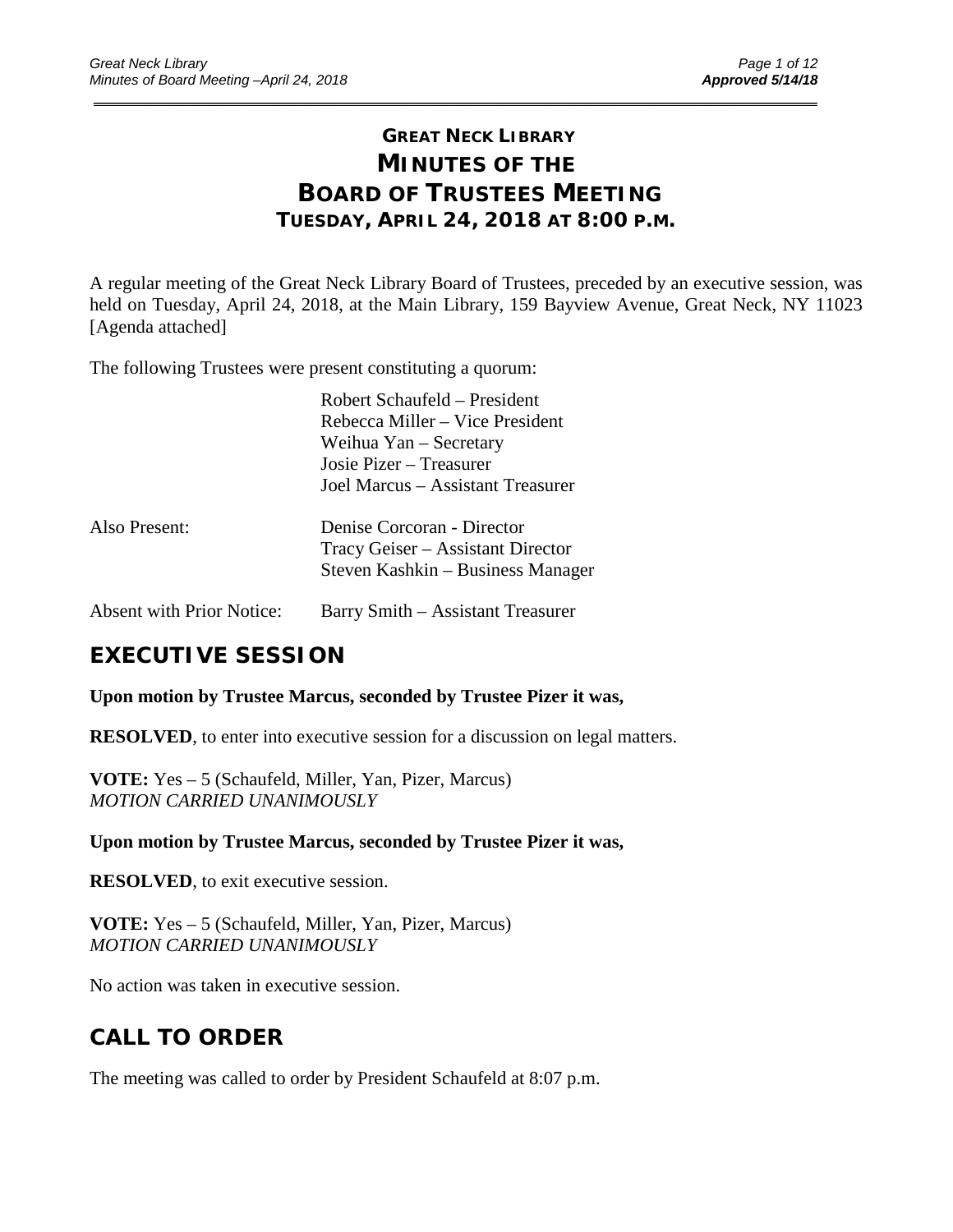# GREAT NECK LIBRARY
# MINUTES OF THE BOARD OF TRUSTEES MEETING
### TUESDAY, APRIL 24, 2018 AT 8:00 P.M.

A regular meeting of the Great Neck Library Board of Trustees, preceded by an executive session, was held on Tuesday, April 24, 2018, at the Main Library, 159 Bayview Avenue, Great Neck, NY 11023 [Agenda attached]

The following Trustees were present constituting a quorum:

Robert Schaufeld – President
Rebecca Miller – Vice President
Weihua Yan – Secretary
Josie Pizer – Treasurer
Joel Marcus – Assistant Treasurer

Also Present:
Denise Corcoran - Director
Tracy Geiser – Assistant Director
Steven Kashkin – Business Manager

Absent with Prior Notice: Barry Smith – Assistant Treasurer

## EXECUTIVE SESSION

**Upon motion by Trustee Marcus, seconded by Trustee Pizer it was,**

**RESOLVED**, to enter into executive session for a discussion on legal matters.

**VOTE:** Yes – 5 (Schaufeld, Miller, Yan, Pizer, Marcus)
*MOTION CARRIED UNANIMOUSLY*

**Upon motion by Trustee Marcus, seconded by Trustee Pizer it was,**

**RESOLVED**, to exit executive session.

**VOTE:** Yes – 5 (Schaufeld, Miller, Yan, Pizer, Marcus)
*MOTION CARRIED UNANIMOUSLY*

No action was taken in executive session.

## CALL TO ORDER

The meeting was called to order by President Schaufeld at 8:07 p.m.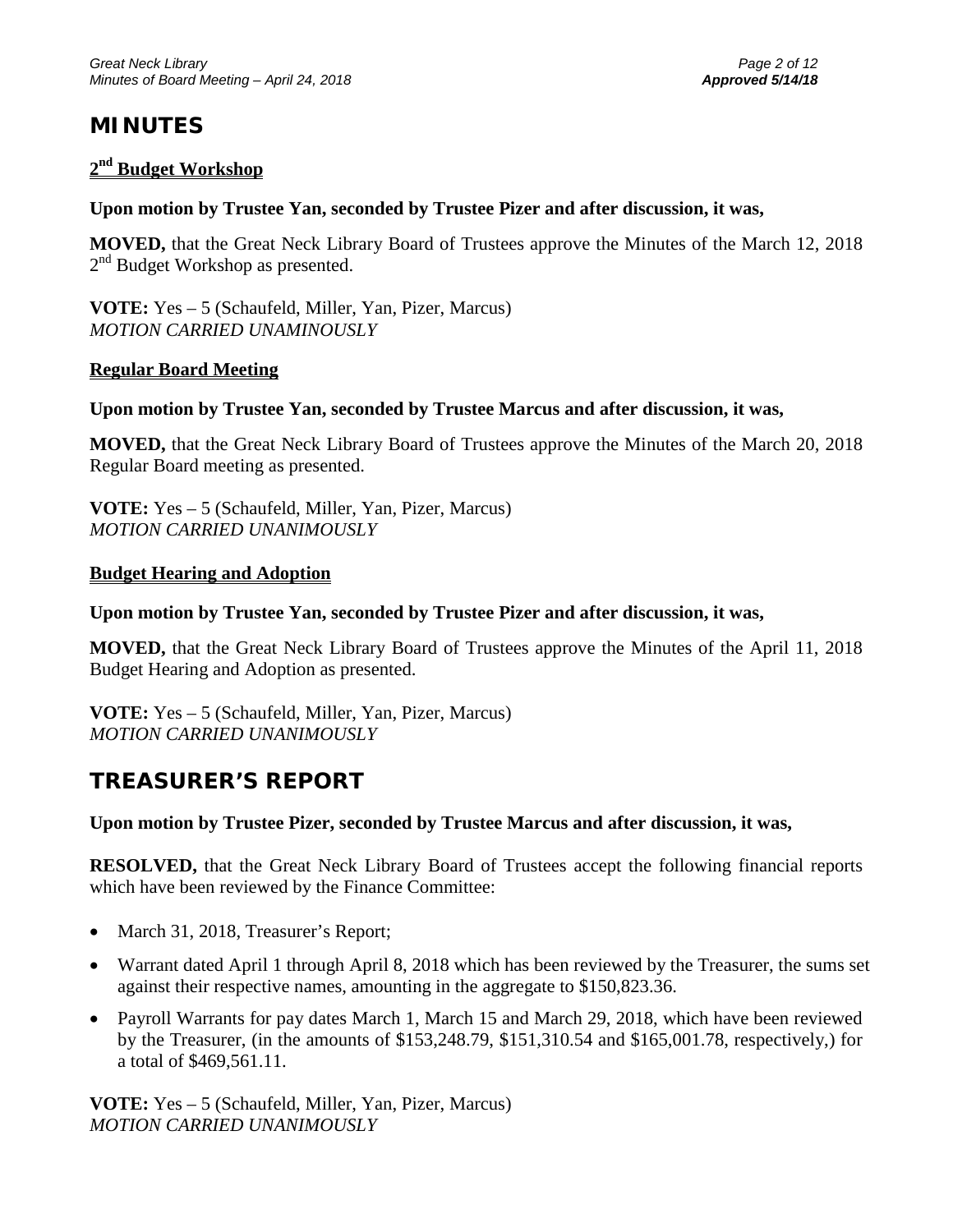# MINUTES

## 2nd Budget Workshop

**Upon motion by Trustee Yan, seconded by Trustee Pizer and after discussion, it was,**

**MOVED,** that the Great Neck Library Board of Trustees approve the Minutes of the March 12, 2018 2nd Budget Workshop as presented.

**VOTE:** Yes – 5 (Schaufeld, Miller, Yan, Pizer, Marcus)
*MOTION CARRIED UNAMINOUSLY*

## Regular Board Meeting

**Upon motion by Trustee Yan, seconded by Trustee Marcus and after discussion, it was,**

**MOVED,** that the Great Neck Library Board of Trustees approve the Minutes of the March 20, 2018 Regular Board meeting as presented.

**VOTE:** Yes – 5 (Schaufeld, Miller, Yan, Pizer, Marcus)
*MOTION CARRIED UNANIMOUSLY*

## Budget Hearing and Adoption

**Upon motion by Trustee Yan, seconded by Trustee Pizer and after discussion, it was,**

**MOVED,** that the Great Neck Library Board of Trustees approve the Minutes of the April 11, 2018 Budget Hearing and Adoption as presented.

**VOTE:** Yes – 5 (Schaufeld, Miller, Yan, Pizer, Marcus)
*MOTION CARRIED UNANIMOUSLY*

# TREASURER'S REPORT

**Upon motion by Trustee Pizer, seconded by Trustee Marcus and after discussion, it was,**

**RESOLVED,** that the Great Neck Library Board of Trustees accept the following financial reports which have been reviewed by the Finance Committee:

- March 31, 2018, Treasurer's Report;
- Warrant dated April 1 through April 8, 2018 which has been reviewed by the Treasurer, the sums set against their respective names, amounting in the aggregate to $150,823.36.
- Payroll Warrants for pay dates March 1, March 15 and March 29, 2018, which have been reviewed by the Treasurer, (in the amounts of $153,248.79, $151,310.54 and $165,001.78, respectively,) for a total of $469,561.11.

**VOTE:** Yes – 5 (Schaufeld, Miller, Yan, Pizer, Marcus)
*MOTION CARRIED UNANIMOUSLY*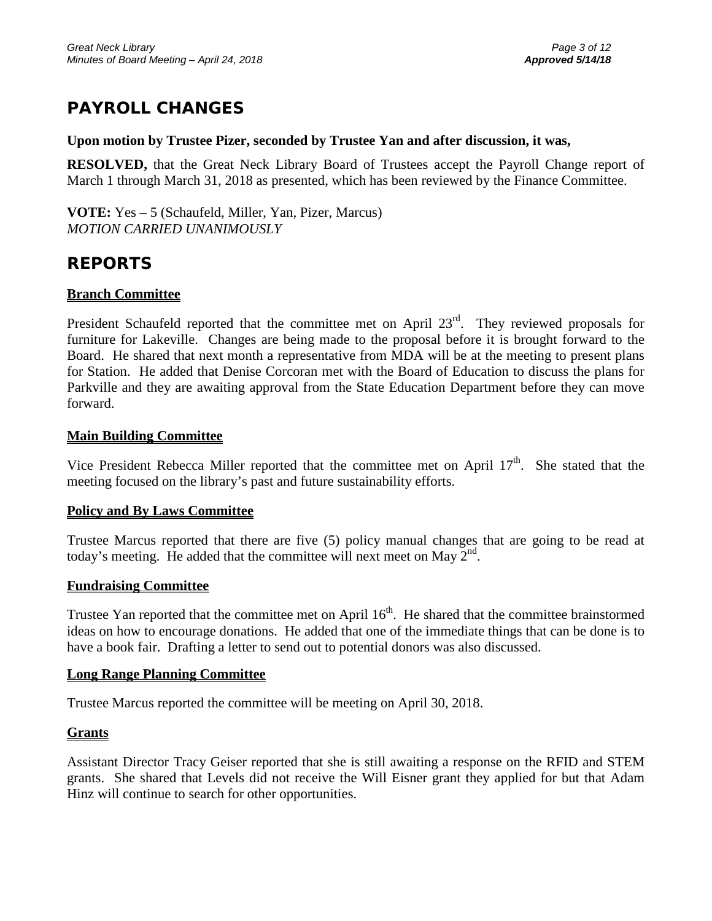## PAYROLL CHANGES

**Upon motion by Trustee Pizer, seconded by Trustee Yan and after discussion, it was,**

**RESOLVED,** that the Great Neck Library Board of Trustees accept the Payroll Change report of March 1 through March 31, 2018 as presented, which has been reviewed by the Finance Committee.

**VOTE:** Yes – 5 (Schaufeld, Miller, Yan, Pizer, Marcus)
*MOTION CARRIED UNANIMOUSLY*

## REPORTS

### Branch Committee

President Schaufeld reported that the committee met on April 23rd. They reviewed proposals for furniture for Lakeville. Changes are being made to the proposal before it is brought forward to the Board. He shared that next month a representative from MDA will be at the meeting to present plans for Station. He added that Denise Corcoran met with the Board of Education to discuss the plans for Parkville and they are awaiting approval from the State Education Department before they can move forward.

### Main Building Committee

Vice President Rebecca Miller reported that the committee met on April 17th. She stated that the meeting focused on the library's past and future sustainability efforts.

### Policy and By Laws Committee

Trustee Marcus reported that there are five (5) policy manual changes that are going to be read at today's meeting. He added that the committee will next meet on May 2nd.

### Fundraising Committee

Trustee Yan reported that the committee met on April 16th. He shared that the committee brainstormed ideas on how to encourage donations. He added that one of the immediate things that can be done is to have a book fair. Drafting a letter to send out to potential donors was also discussed.

### Long Range Planning Committee

Trustee Marcus reported the committee will be meeting on April 30, 2018.

### Grants

Assistant Director Tracy Geiser reported that she is still awaiting a response on the RFID and STEM grants. She shared that Levels did not receive the Will Eisner grant they applied for but that Adam Hinz will continue to search for other opportunities.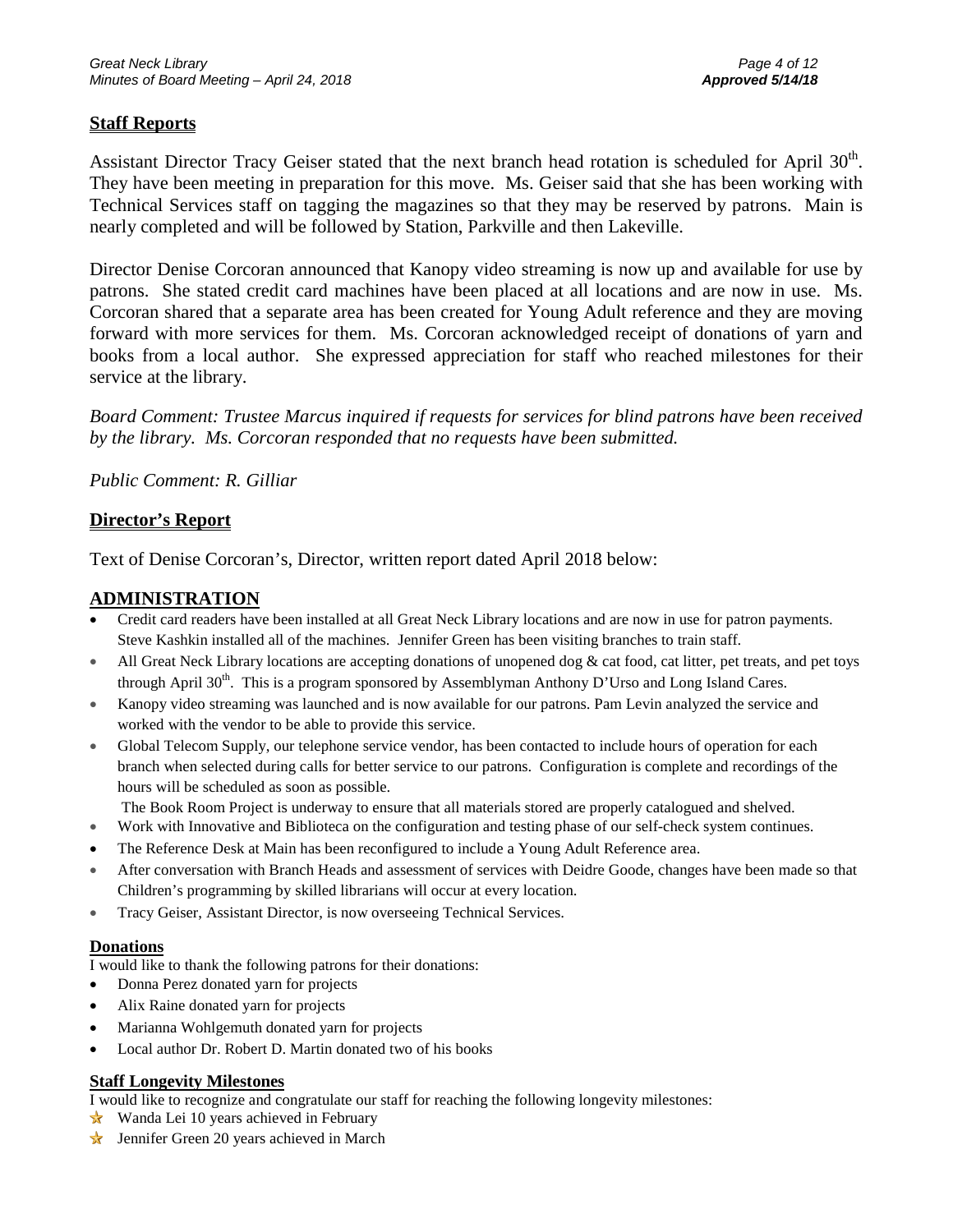## Staff Reports

Assistant Director Tracy Geiser stated that the next branch head rotation is scheduled for April 30th. They have been meeting in preparation for this move. Ms. Geiser said that she has been working with Technical Services staff on tagging the magazines so that they may be reserved by patrons. Main is nearly completed and will be followed by Station, Parkville and then Lakeville.

Director Denise Corcoran announced that Kanopy video streaming is now up and available for use by patrons. She stated credit card machines have been placed at all locations and are now in use. Ms. Corcoran shared that a separate area has been created for Young Adult reference and they are moving forward with more services for them. Ms. Corcoran acknowledged receipt of donations of yarn and books from a local author. She expressed appreciation for staff who reached milestones for their service at the library.

*Board Comment: Trustee Marcus inquired if requests for services for blind patrons have been received by the library. Ms. Corcoran responded that no requests have been submitted.*

*Public Comment: R. Gilliar*

## Director's Report

Text of Denise Corcoran's, Director, written report dated April 2018 below:

## ADMINISTRATION

- Credit card readers have been installed at all Great Neck Library locations and are now in use for patron payments. Steve Kashkin installed all of the machines. Jennifer Green has been visiting branches to train staff.
- All Great Neck Library locations are accepting donations of unopened dog & cat food, cat litter, pet treats, and pet toys through April 30th. This is a program sponsored by Assemblyman Anthony D'Urso and Long Island Cares.
- Kanopy video streaming was launched and is now available for our patrons. Pam Levin analyzed the service and worked with the vendor to be able to provide this service.
- Global Telecom Supply, our telephone service vendor, has been contacted to include hours of operation for each branch when selected during calls for better service to our patrons. Configuration is complete and recordings of the hours will be scheduled as soon as possible.

  The Book Room Project is underway to ensure that all materials stored are properly catalogued and shelved.
- Work with Innovative and Biblioteca on the configuration and testing phase of our self-check system continues.
- The Reference Desk at Main has been reconfigured to include a Young Adult Reference area.
- After conversation with Branch Heads and assessment of services with Deidre Goode, changes have been made so that Children's programming by skilled librarians will occur at every location.
- Tracy Geiser, Assistant Director, is now overseeing Technical Services.

### Donations

I would like to thank the following patrons for their donations:

- Donna Perez donated yarn for projects
- Alix Raine donated yarn for projects
- Marianna Wohlgemuth donated yarn for projects
- Local author Dr. Robert D. Martin donated two of his books

### Staff Longevity Milestones

I would like to recognize and congratulate our staff for reaching the following longevity milestones:

- Wanda Lei 10 years achieved in February
- Jennifer Green 20 years achieved in March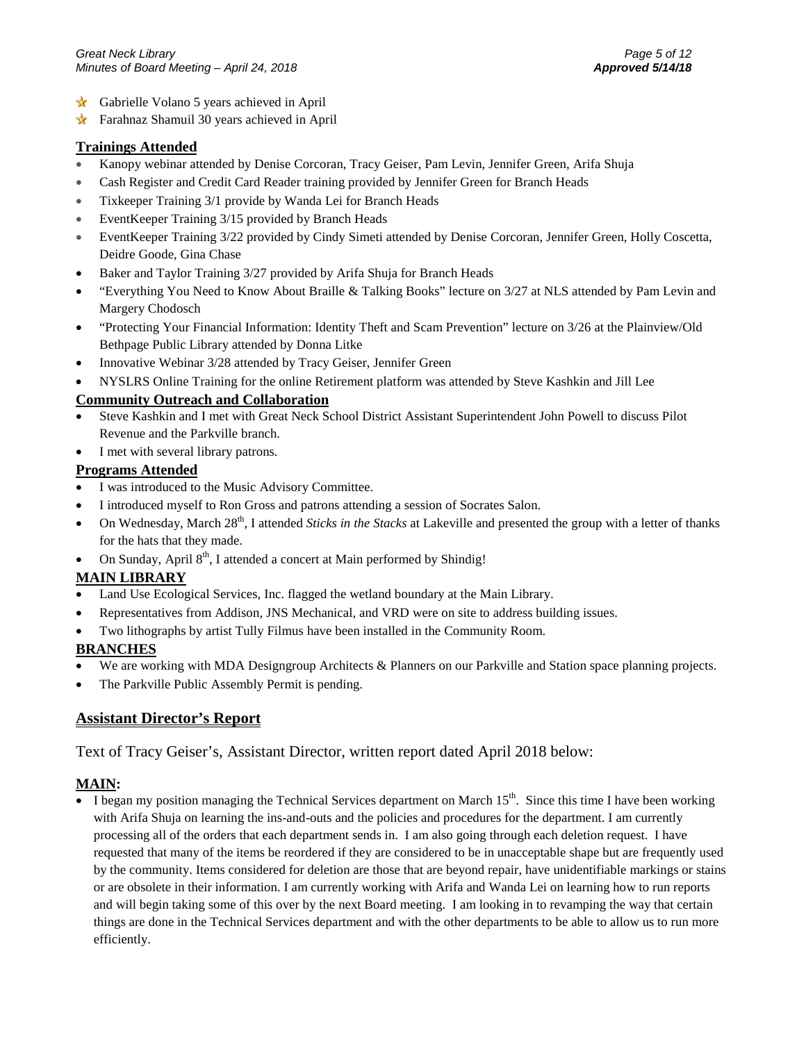- ★ Gabrielle Volano 5 years achieved in April
- ★ Farahnaz Shamuil 30 years achieved in April

**Trainings Attended**

- Kanopy webinar attended by Denise Corcoran, Tracy Geiser, Pam Levin, Jennifer Green, Arifa Shuja
- Cash Register and Credit Card Reader training provided by Jennifer Green for Branch Heads
- Tixkeeper Training 3/1 provide by Wanda Lei for Branch Heads
- EventKeeper Training 3/15 provided by Branch Heads
- EventKeeper Training 3/22 provided by Cindy Simeti attended by Denise Corcoran, Jennifer Green, Holly Coscetta, Deidre Goode, Gina Chase
- Baker and Taylor Training 3/27 provided by Arifa Shuja for Branch Heads
- "Everything You Need to Know About Braille & Talking Books" lecture on 3/27 at NLS attended by Pam Levin and Margery Chodosch
- "Protecting Your Financial Information: Identity Theft and Scam Prevention" lecture on 3/26 at the Plainview/Old Bethpage Public Library attended by Donna Litke
- Innovative Webinar 3/28 attended by Tracy Geiser, Jennifer Green
- NYSLRS Online Training for the online Retirement platform was attended by Steve Kashkin and Jill Lee

**Community Outreach and Collaboration**

- Steve Kashkin and I met with Great Neck School District Assistant Superintendent John Powell to discuss Pilot Revenue and the Parkville branch.
- I met with several library patrons.

**Programs Attended**

- I was introduced to the Music Advisory Committee.
- I introduced myself to Ron Gross and patrons attending a session of Socrates Salon.
- On Wednesday, March 28th, I attended *Sticks in the Stacks* at Lakeville and presented the group with a letter of thanks for the hats that they made.
- On Sunday, April 8th, I attended a concert at Main performed by Shindig!

**MAIN LIBRARY**

- Land Use Ecological Services, Inc. flagged the wetland boundary at the Main Library.
- Representatives from Addison, JNS Mechanical, and VRD were on site to address building issues.
- Two lithographs by artist Tully Filmus have been installed in the Community Room.

**BRANCHES**

- We are working with MDA Designgroup Architects & Planners on our Parkville and Station space planning projects.
- The Parkville Public Assembly Permit is pending.

## Assistant Director's Report

Text of Tracy Geiser's, Assistant Director, written report dated April 2018 below:

**MAIN:**

- I began my position managing the Technical Services department on March 15th. Since this time I have been working with Arifa Shuja on learning the ins-and-outs and the policies and procedures for the department. I am currently processing all of the orders that each department sends in. I am also going through each deletion request. I have requested that many of the items be reordered if they are considered to be in unacceptable shape but are frequently used by the community. Items considered for deletion are those that are beyond repair, have unidentifiable markings or stains or are obsolete in their information. I am currently working with Arifa and Wanda Lei on learning how to run reports and will begin taking some of this over by the next Board meeting. I am looking in to revamping the way that certain things are done in the Technical Services department and with the other departments to be able to allow us to run more efficiently.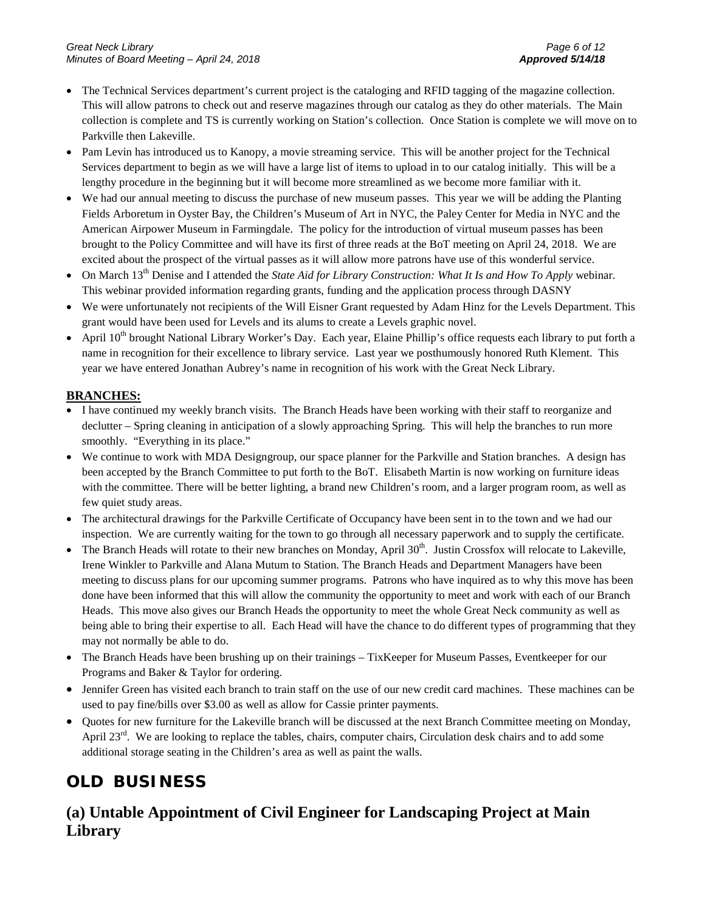- The Technical Services department's current project is the cataloging and RFID tagging of the magazine collection. This will allow patrons to check out and reserve magazines through our catalog as they do other materials. The Main collection is complete and TS is currently working on Station's collection. Once Station is complete we will move on to Parkville then Lakeville.
- Pam Levin has introduced us to Kanopy, a movie streaming service. This will be another project for the Technical Services department to begin as we will have a large list of items to upload in to our catalog initially. This will be a lengthy procedure in the beginning but it will become more streamlined as we become more familiar with it.
- We had our annual meeting to discuss the purchase of new museum passes. This year we will be adding the Planting Fields Arboretum in Oyster Bay, the Children's Museum of Art in NYC, the Paley Center for Media in NYC and the American Airpower Museum in Farmingdale. The policy for the introduction of virtual museum passes has been brought to the Policy Committee and will have its first of three reads at the BoT meeting on April 24, 2018. We are excited about the prospect of the virtual passes as it will allow more patrons have use of this wonderful service.
- On March 13th Denise and I attended the *State Aid for Library Construction: What It Is and How To Apply* webinar. This webinar provided information regarding grants, funding and the application process through DASNY
- We were unfortunately not recipients of the Will Eisner Grant requested by Adam Hinz for the Levels Department. This grant would have been used for Levels and its alums to create a Levels graphic novel.
- April 10th brought National Library Worker's Day. Each year, Elaine Phillip's office requests each library to put forth a name in recognition for their excellence to library service. Last year we posthumously honored Ruth Klement. This year we have entered Jonathan Aubrey's name in recognition of his work with the Great Neck Library.

**BRANCHES:**

- I have continued my weekly branch visits. The Branch Heads have been working with their staff to reorganize and declutter – Spring cleaning in anticipation of a slowly approaching Spring. This will help the branches to run more smoothly. "Everything in its place."
- We continue to work with MDA Designgroup, our space planner for the Parkville and Station branches. A design has been accepted by the Branch Committee to put forth to the BoT. Elisabeth Martin is now working on furniture ideas with the committee. There will be better lighting, a brand new Children's room, and a larger program room, as well as few quiet study areas.
- The architectural drawings for the Parkville Certificate of Occupancy have been sent in to the town and we had our inspection. We are currently waiting for the town to go through all necessary paperwork and to supply the certificate.
- The Branch Heads will rotate to their new branches on Monday, April 30th. Justin Crossfox will relocate to Lakeville, Irene Winkler to Parkville and Alana Mutum to Station. The Branch Heads and Department Managers have been meeting to discuss plans for our upcoming summer programs. Patrons who have inquired as to why this move has been done have been informed that this will allow the community the opportunity to meet and work with each of our Branch Heads. This move also gives our Branch Heads the opportunity to meet the whole Great Neck community as well as being able to bring their expertise to all. Each Head will have the chance to do different types of programming that they may not normally be able to do.
- The Branch Heads have been brushing up on their trainings – TixKeeper for Museum Passes, Eventkeeper for our Programs and Baker & Taylor for ordering.
- Jennifer Green has visited each branch to train staff on the use of our new credit card machines. These machines can be used to pay fine/bills over $3.00 as well as allow for Cassie printer payments.
- Quotes for new furniture for the Lakeville branch will be discussed at the next Branch Committee meeting on Monday, April 23rd. We are looking to replace the tables, chairs, computer chairs, Circulation desk chairs and to add some additional storage seating in the Children's area as well as paint the walls.

# OLD BUSINESS

## (a) Untable Appointment of Civil Engineer for Landscaping Project at Main Library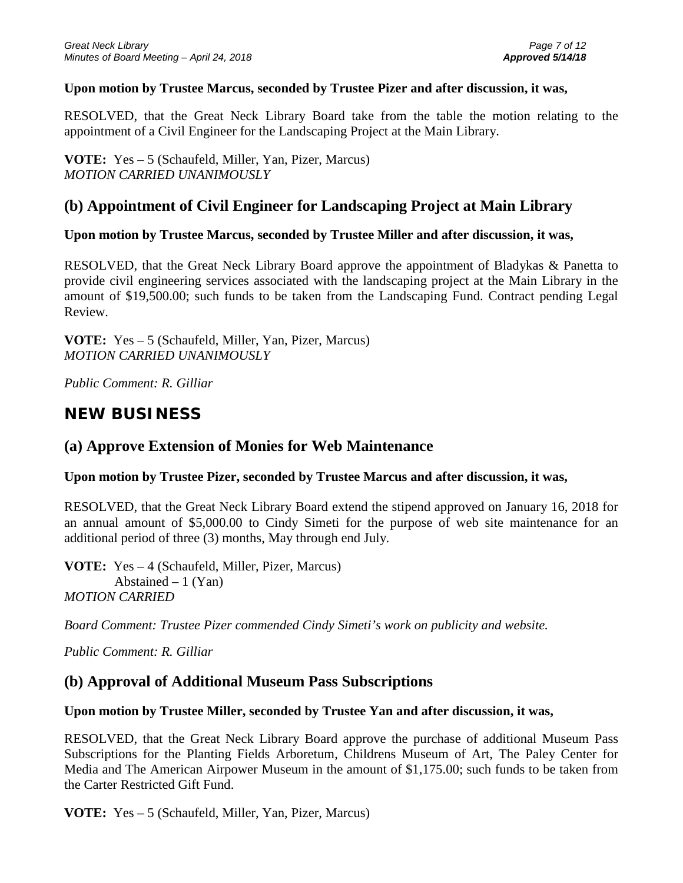**Upon motion by Trustee Marcus, seconded by Trustee Pizer and after discussion, it was,**

RESOLVED, that the Great Neck Library Board take from the table the motion relating to the appointment of a Civil Engineer for the Landscaping Project at the Main Library.

**VOTE:** Yes – 5 (Schaufeld, Miller, Yan, Pizer, Marcus)
*MOTION CARRIED UNANIMOUSLY*

## (b) Appointment of Civil Engineer for Landscaping Project at Main Library

**Upon motion by Trustee Marcus, seconded by Trustee Miller and after discussion, it was,**

RESOLVED, that the Great Neck Library Board approve the appointment of Bladykas & Panetta to provide civil engineering services associated with the landscaping project at the Main Library in the amount of $19,500.00; such funds to be taken from the Landscaping Fund. Contract pending Legal Review.

**VOTE:** Yes – 5 (Schaufeld, Miller, Yan, Pizer, Marcus)
*MOTION CARRIED UNANIMOUSLY*

*Public Comment: R. Gilliar*

# NEW BUSINESS

## (a) Approve Extension of Monies for Web Maintenance

**Upon motion by Trustee Pizer, seconded by Trustee Marcus and after discussion, it was,**

RESOLVED, that the Great Neck Library Board extend the stipend approved on January 16, 2018 for an annual amount of $5,000.00 to Cindy Simeti for the purpose of web site maintenance for an additional period of three (3) months, May through end July.

**VOTE:** Yes – 4 (Schaufeld, Miller, Pizer, Marcus)
Abstained – 1 (Yan)
*MOTION CARRIED*

*Board Comment: Trustee Pizer commended Cindy Simeti's work on publicity and website.*

*Public Comment: R. Gilliar*

## (b) Approval of Additional Museum Pass Subscriptions

**Upon motion by Trustee Miller, seconded by Trustee Yan and after discussion, it was,**

RESOLVED, that the Great Neck Library Board approve the purchase of additional Museum Pass Subscriptions for the Planting Fields Arboretum, Childrens Museum of Art, The Paley Center for Media and The American Airpower Museum in the amount of $1,175.00; such funds to be taken from the Carter Restricted Gift Fund.

**VOTE:** Yes – 5 (Schaufeld, Miller, Yan, Pizer, Marcus)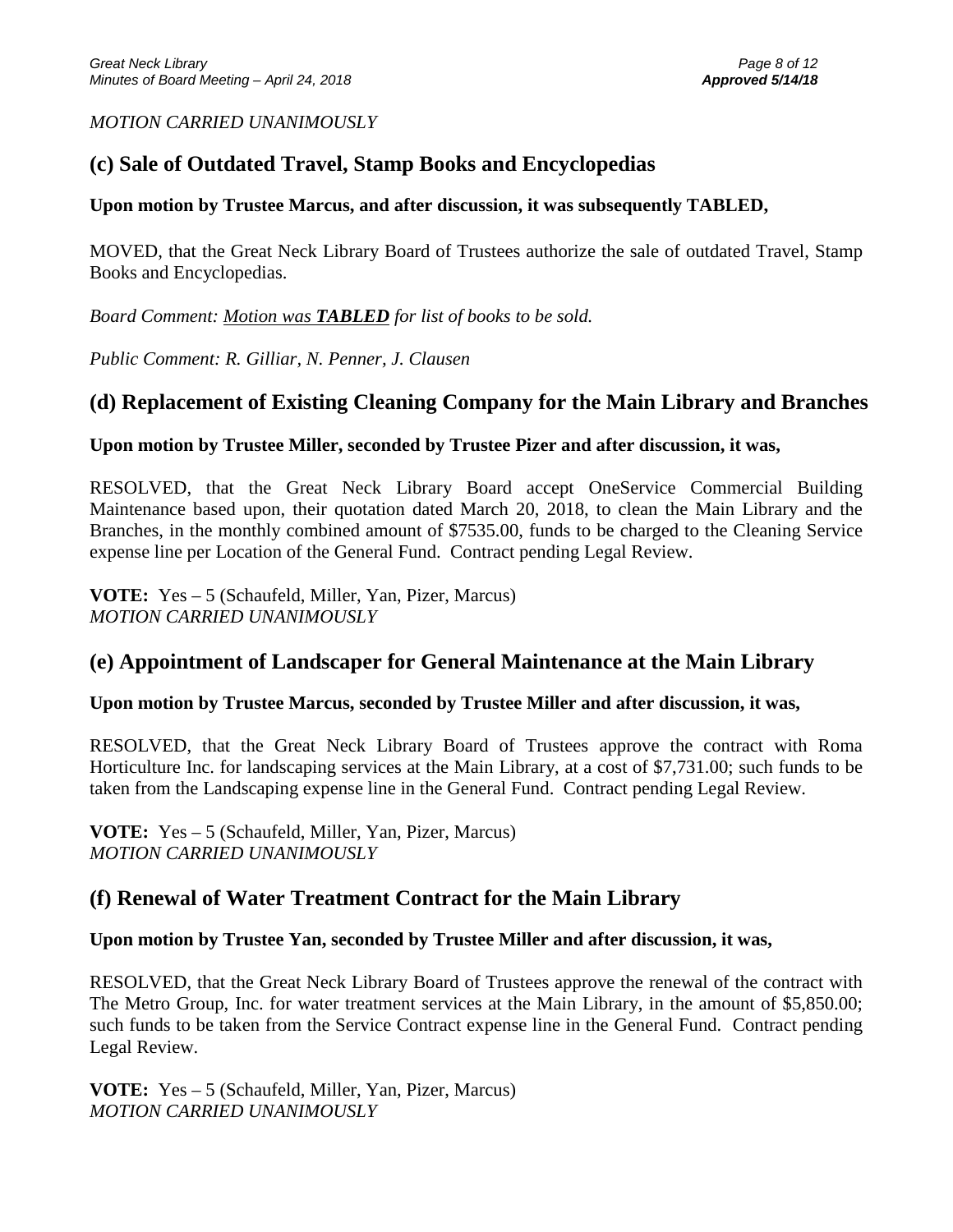*MOTION CARRIED UNANIMOUSLY*

## (c) Sale of Outdated Travel, Stamp Books and Encyclopedias

**Upon motion by Trustee Marcus, and after discussion, it was subsequently TABLED,**

MOVED, that the Great Neck Library Board of Trustees authorize the sale of outdated Travel, Stamp Books and Encyclopedias.

*Board Comment: Motion was **TABLED** for list of books to be sold.*

*Public Comment: R. Gilliar, N. Penner, J. Clausen*

## (d) Replacement of Existing Cleaning Company for the Main Library and Branches

**Upon motion by Trustee Miller, seconded by Trustee Pizer and after discussion, it was,**

RESOLVED, that the Great Neck Library Board accept OneService Commercial Building Maintenance based upon, their quotation dated March 20, 2018, to clean the Main Library and the Branches, in the monthly combined amount of $7535.00, funds to be charged to the Cleaning Service expense line per Location of the General Fund. Contract pending Legal Review.

**VOTE:** Yes – 5 (Schaufeld, Miller, Yan, Pizer, Marcus)
*MOTION CARRIED UNANIMOUSLY*

## (e) Appointment of Landscaper for General Maintenance at the Main Library

**Upon motion by Trustee Marcus, seconded by Trustee Miller and after discussion, it was,**

RESOLVED, that the Great Neck Library Board of Trustees approve the contract with Roma Horticulture Inc. for landscaping services at the Main Library, at a cost of $7,731.00; such funds to be taken from the Landscaping expense line in the General Fund. Contract pending Legal Review.

**VOTE:** Yes – 5 (Schaufeld, Miller, Yan, Pizer, Marcus)
*MOTION CARRIED UNANIMOUSLY*

## (f) Renewal of Water Treatment Contract for the Main Library

**Upon motion by Trustee Yan, seconded by Trustee Miller and after discussion, it was,**

RESOLVED, that the Great Neck Library Board of Trustees approve the renewal of the contract with The Metro Group, Inc. for water treatment services at the Main Library, in the amount of $5,850.00; such funds to be taken from the Service Contract expense line in the General Fund. Contract pending Legal Review.

**VOTE:** Yes – 5 (Schaufeld, Miller, Yan, Pizer, Marcus)
*MOTION CARRIED UNANIMOUSLY*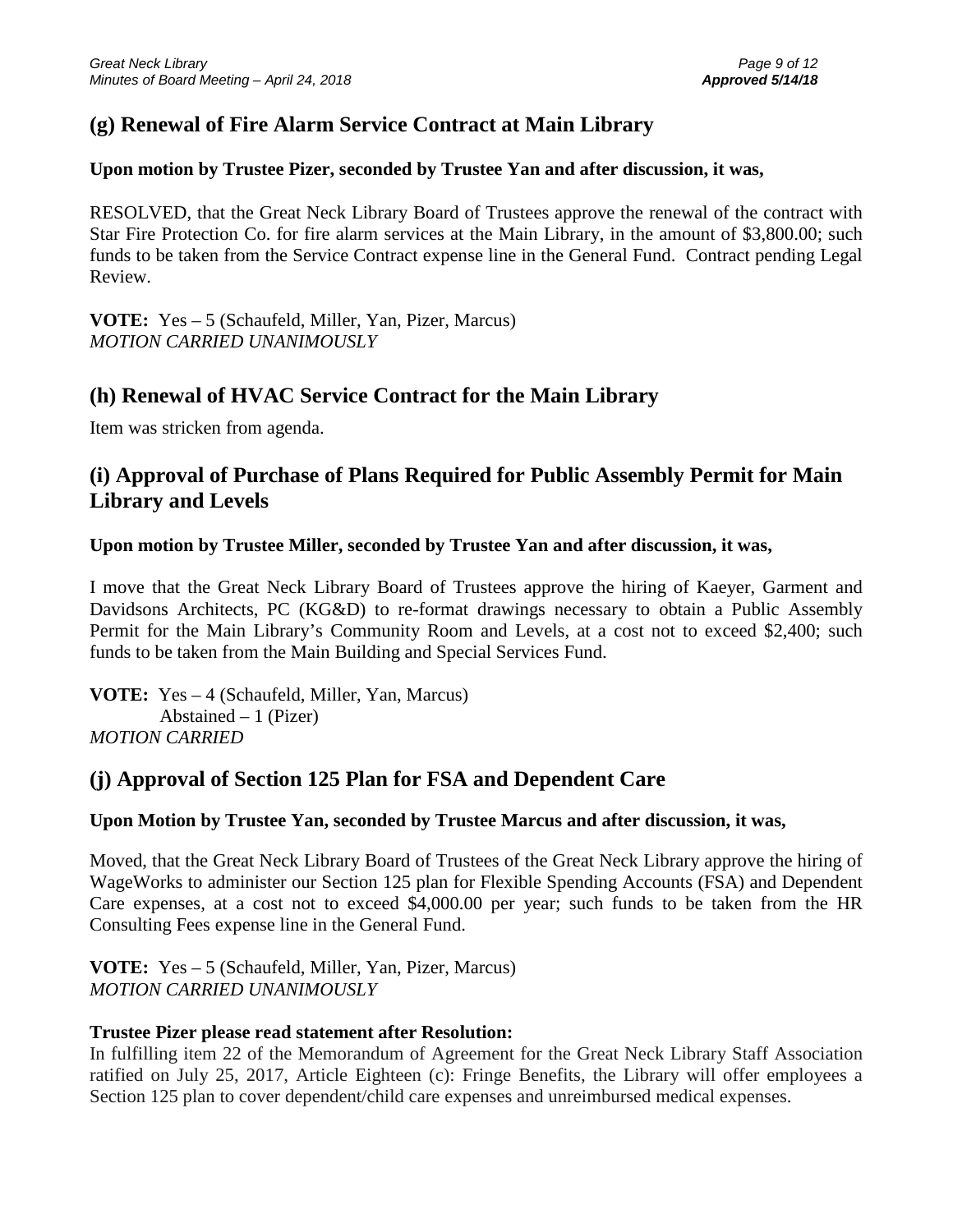## (g) Renewal of Fire Alarm Service Contract at Main Library

**Upon motion by Trustee Pizer, seconded by Trustee Yan and after discussion, it was,**

RESOLVED, that the Great Neck Library Board of Trustees approve the renewal of the contract with Star Fire Protection Co. for fire alarm services at the Main Library, in the amount of $3,800.00; such funds to be taken from the Service Contract expense line in the General Fund. Contract pending Legal Review.

**VOTE:** Yes – 5 (Schaufeld, Miller, Yan, Pizer, Marcus)
*MOTION CARRIED UNANIMOUSLY*

## (h) Renewal of HVAC Service Contract for the Main Library

Item was stricken from agenda.

## (i) Approval of Purchase of Plans Required for Public Assembly Permit for Main Library and Levels

**Upon motion by Trustee Miller, seconded by Trustee Yan and after discussion, it was,**

I move that the Great Neck Library Board of Trustees approve the hiring of Kaeyer, Garment and Davidsons Architects, PC (KG&D) to re-format drawings necessary to obtain a Public Assembly Permit for the Main Library's Community Room and Levels, at a cost not to exceed $2,400; such funds to be taken from the Main Building and Special Services Fund.

**VOTE:** Yes – 4 (Schaufeld, Miller, Yan, Marcus)
Abstained – 1 (Pizer)
*MOTION CARRIED*

## (j) Approval of Section 125 Plan for FSA and Dependent Care

**Upon Motion by Trustee Yan, seconded by Trustee Marcus and after discussion, it was,**

Moved, that the Great Neck Library Board of Trustees of the Great Neck Library approve the hiring of WageWorks to administer our Section 125 plan for Flexible Spending Accounts (FSA) and Dependent Care expenses, at a cost not to exceed $4,000.00 per year; such funds to be taken from the HR Consulting Fees expense line in the General Fund.

**VOTE:** Yes – 5 (Schaufeld, Miller, Yan, Pizer, Marcus)
*MOTION CARRIED UNANIMOUSLY*

**Trustee Pizer please read statement after Resolution:**
In fulfilling item 22 of the Memorandum of Agreement for the Great Neck Library Staff Association ratified on July 25, 2017, Article Eighteen (c): Fringe Benefits, the Library will offer employees a Section 125 plan to cover dependent/child care expenses and unreimbursed medical expenses.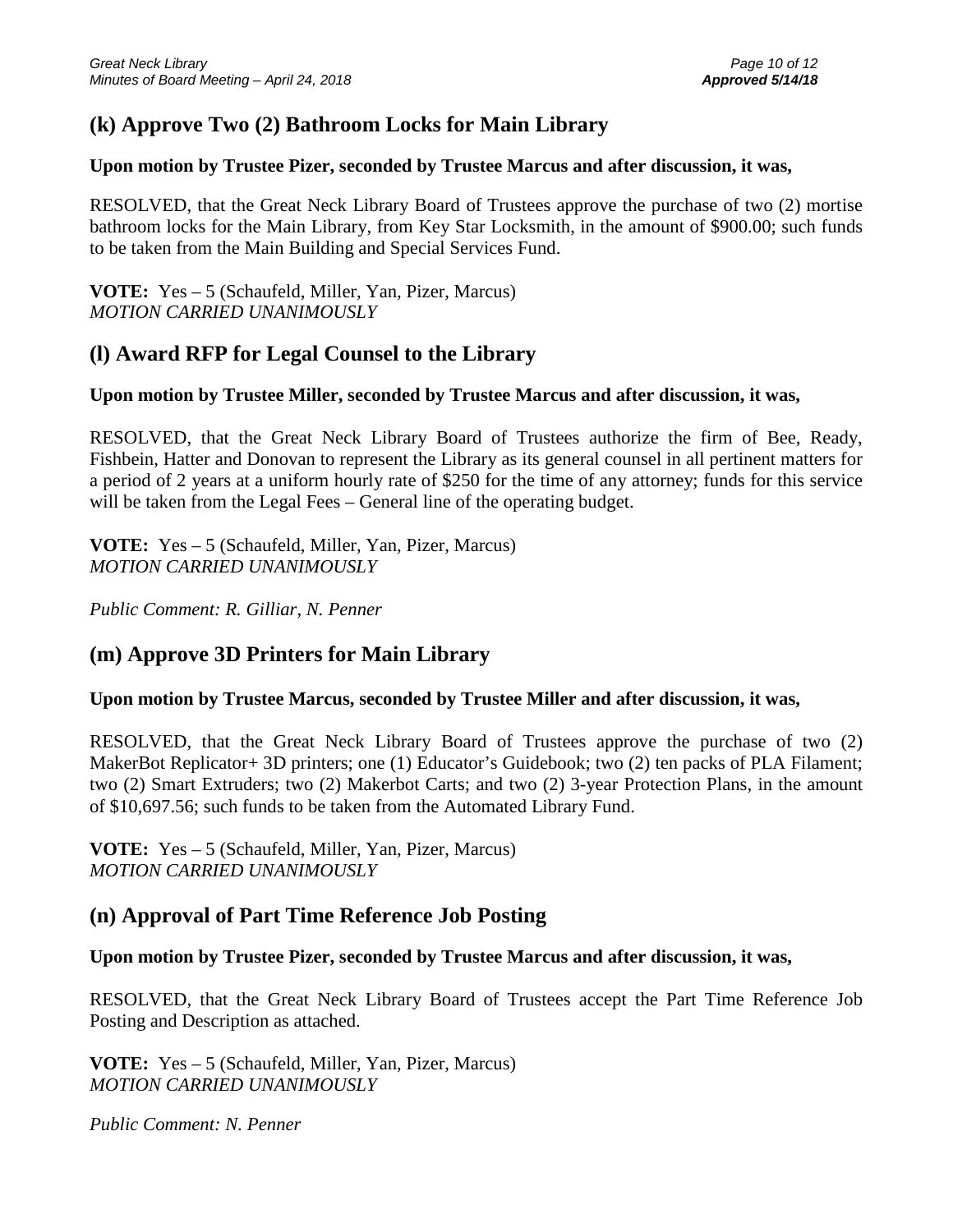## (k) Approve Two (2) Bathroom Locks for Main Library

**Upon motion by Trustee Pizer, seconded by Trustee Marcus and after discussion, it was,**

RESOLVED, that the Great Neck Library Board of Trustees approve the purchase of two (2) mortise bathroom locks for the Main Library, from Key Star Locksmith, in the amount of $900.00; such funds to be taken from the Main Building and Special Services Fund.

**VOTE:** Yes – 5 (Schaufeld, Miller, Yan, Pizer, Marcus)
*MOTION CARRIED UNANIMOUSLY*

## (l) Award RFP for Legal Counsel to the Library

**Upon motion by Trustee Miller, seconded by Trustee Marcus and after discussion, it was,**

RESOLVED, that the Great Neck Library Board of Trustees authorize the firm of Bee, Ready, Fishbein, Hatter and Donovan to represent the Library as its general counsel in all pertinent matters for a period of 2 years at a uniform hourly rate of $250 for the time of any attorney; funds for this service will be taken from the Legal Fees – General line of the operating budget.

**VOTE:** Yes – 5 (Schaufeld, Miller, Yan, Pizer, Marcus)
*MOTION CARRIED UNANIMOUSLY*

*Public Comment: R. Gilliar, N. Penner*

## (m) Approve 3D Printers for Main Library

**Upon motion by Trustee Marcus, seconded by Trustee Miller and after discussion, it was,**

RESOLVED, that the Great Neck Library Board of Trustees approve the purchase of two (2) MakerBot Replicator+ 3D printers; one (1) Educator's Guidebook; two (2) ten packs of PLA Filament; two (2) Smart Extruders; two (2) Makerbot Carts; and two (2) 3-year Protection Plans, in the amount of $10,697.56; such funds to be taken from the Automated Library Fund.

**VOTE:** Yes – 5 (Schaufeld, Miller, Yan, Pizer, Marcus)
*MOTION CARRIED UNANIMOUSLY*

## (n) Approval of Part Time Reference Job Posting

**Upon motion by Trustee Pizer, seconded by Trustee Marcus and after discussion, it was,**

RESOLVED, that the Great Neck Library Board of Trustees accept the Part Time Reference Job Posting and Description as attached.

**VOTE:** Yes – 5 (Schaufeld, Miller, Yan, Pizer, Marcus)
*MOTION CARRIED UNANIMOUSLY*

*Public Comment: N. Penner*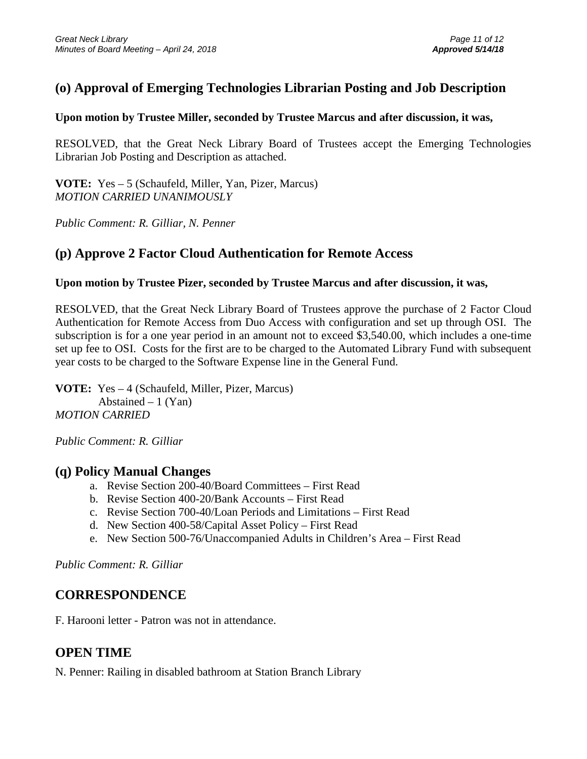## (o) Approval of Emerging Technologies Librarian Posting and Job Description

**Upon motion by Trustee Miller, seconded by Trustee Marcus and after discussion, it was,**

RESOLVED, that the Great Neck Library Board of Trustees accept the Emerging Technologies Librarian Job Posting and Description as attached.

**VOTE:** Yes – 5 (Schaufeld, Miller, Yan, Pizer, Marcus)
*MOTION CARRIED UNANIMOUSLY*

*Public Comment: R. Gilliar, N. Penner*

## (p) Approve 2 Factor Cloud Authentication for Remote Access

**Upon motion by Trustee Pizer, seconded by Trustee Marcus and after discussion, it was,**

RESOLVED, that the Great Neck Library Board of Trustees approve the purchase of 2 Factor Cloud Authentication for Remote Access from Duo Access with configuration and set up through OSI. The subscription is for a one year period in an amount not to exceed $3,540.00, which includes a one-time set up fee to OSI. Costs for the first are to be charged to the Automated Library Fund with subsequent year costs to be charged to the Software Expense line in the General Fund.

**VOTE:** Yes – 4 (Schaufeld, Miller, Pizer, Marcus)
Abstained – 1 (Yan)
*MOTION CARRIED*

*Public Comment: R. Gilliar*

## (q) Policy Manual Changes

a. Revise Section 200-40/Board Committees – First Read
b. Revise Section 400-20/Bank Accounts – First Read
c. Revise Section 700-40/Loan Periods and Limitations – First Read
d. New Section 400-58/Capital Asset Policy – First Read
e. New Section 500-76/Unaccompanied Adults in Children's Area – First Read

*Public Comment: R. Gilliar*

## CORRESPONDENCE

F. Harooni letter - Patron was not in attendance.

## OPEN TIME

N. Penner: Railing in disabled bathroom at Station Branch Library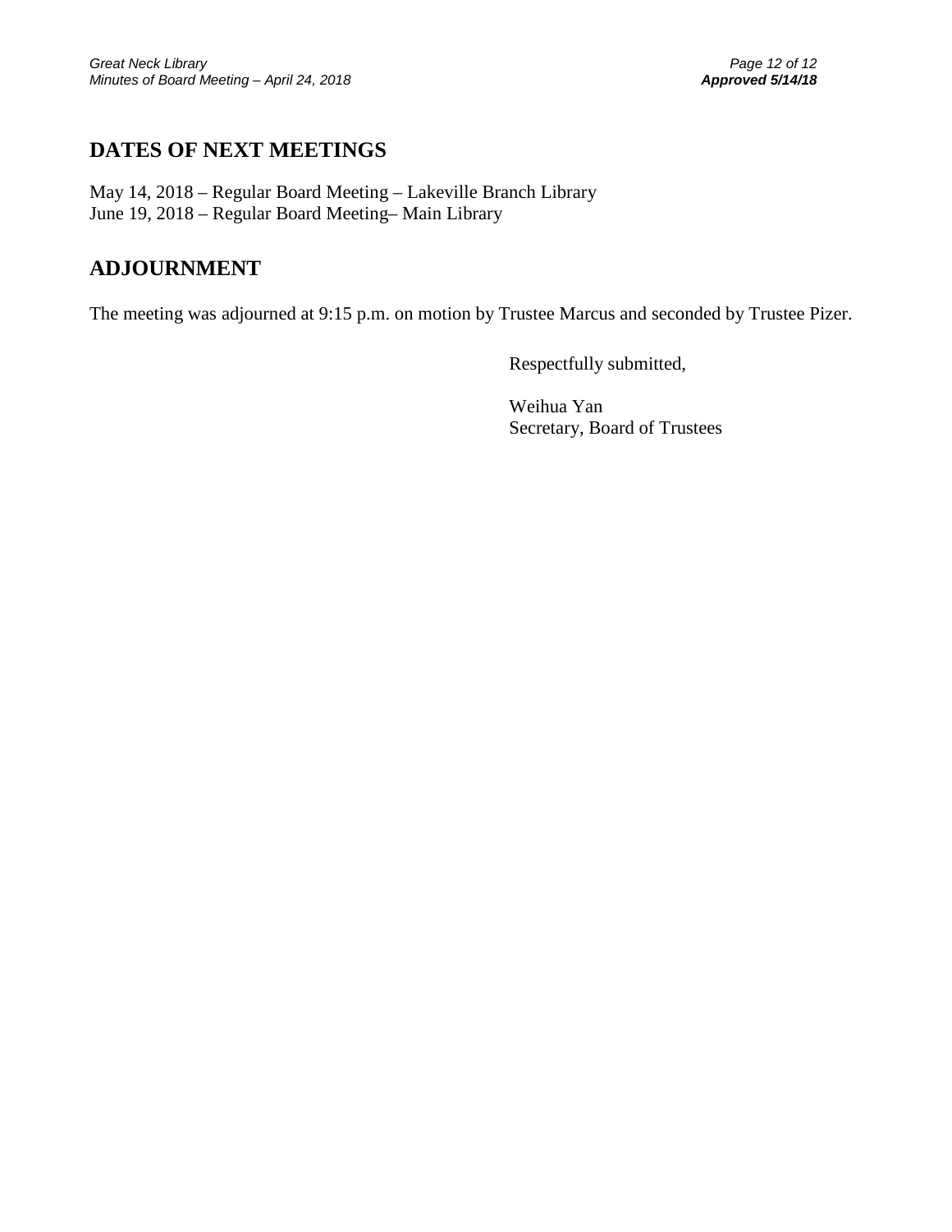## DATES OF NEXT MEETINGS

May 14, 2018 – Regular Board Meeting – Lakeville Branch Library
June 19, 2018 – Regular Board Meeting– Main Library

## ADJOURNMENT

The meeting was adjourned at 9:15 p.m. on motion by Trustee Marcus and seconded by Trustee Pizer.

Respectfully submitted,

Weihua Yan
Secretary, Board of Trustees